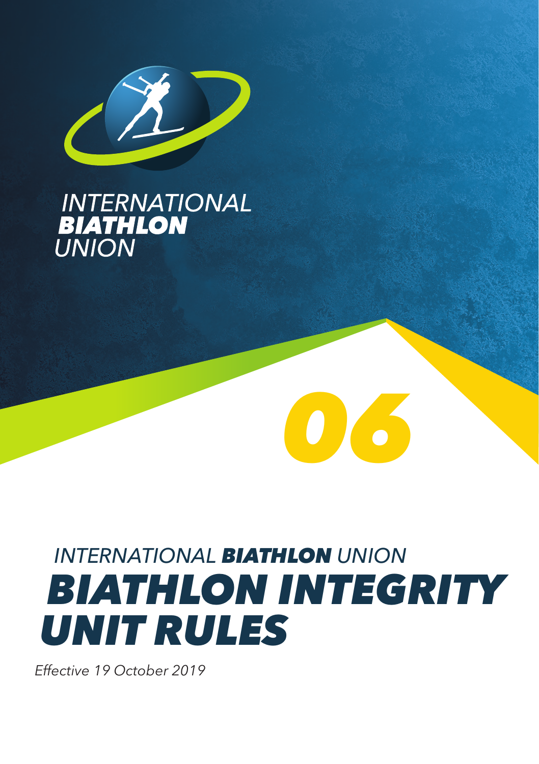INTERNATIONAL **BIATHLON** UNION

06

INTERNATIONAL **BIATHLON** UNION

# BIATHLON INTEGRITY UNIT RULES

*Effective 19 October 2019*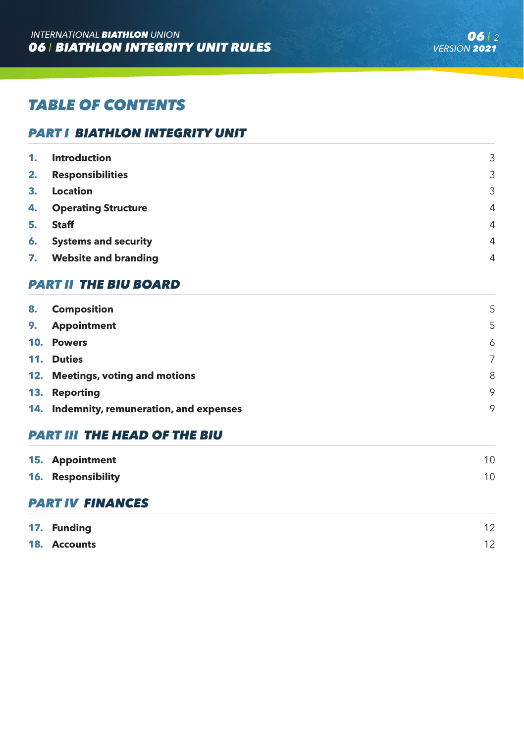# TABLE OF CONTENTS

## PART I BIATHLON INTEGRITY UNIT

| | | |
|---|---|---|
| **1.** | **Introduction** | 3 |
| **2.** | **Responsibilities** | 3 |
| **3.** | **Location** | 3 |
| **4.** | **Operating Structure** | 4 |
| **5.** | **Staff** | 4 |
| **6.** | **Systems and security** | 4 |
| **7.** | **Website and branding** | 4 |

## PART II THE BIU BOARD

| | | |
|---|---|---|
| **8.** | **Composition** | 5 |
| **9.** | **Appointment** | 5 |
| **10.** | **Powers** | 6 |
| **11.** | **Duties** | 7 |
| **12.** | **Meetings, voting and motions** | 8 |
| **13.** | **Reporting** | 9 |
| **14.** | **Indemnity, remuneration, and expenses** | 9 |

## PART III THE HEAD OF THE BIU

| | | |
|---|---|---|
| **15.** | **Appointment** | 10 |
| **16.** | **Responsibility** | 10 |

## PART IV FINANCES

| | | |
|---|---|---|
| **17.** | **Funding** | 12 |
| **18.** | **Accounts** | 12 |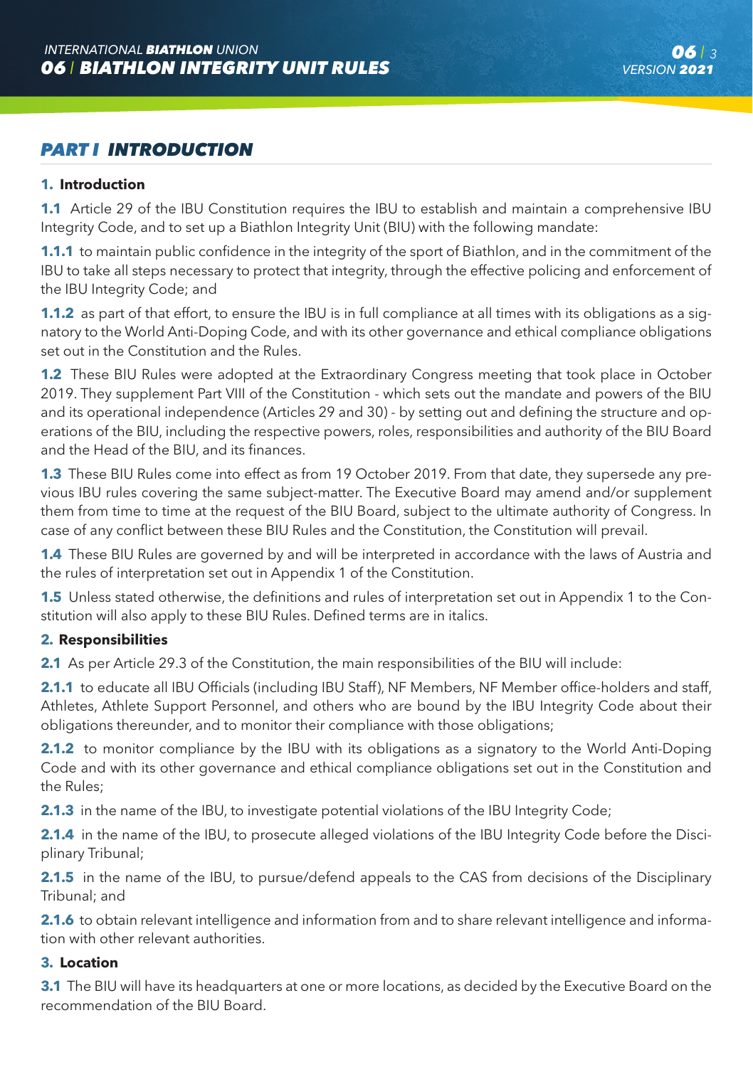## *PART I INTRODUCTION*

### 1. Introduction

**1.1** Article 29 of the IBU Constitution requires the IBU to establish and maintain a comprehensive IBU Integrity Code, and to set up a Biathlon Integrity Unit (BIU) with the following mandate:

**1.1.1** to maintain public confidence in the integrity of the sport of Biathlon, and in the commitment of the IBU to take all steps necessary to protect that integrity, through the effective policing and enforcement of the IBU Integrity Code; and

**1.1.2** as part of that effort, to ensure the IBU is in full compliance at all times with its obligations as a signatory to the World Anti-Doping Code, and with its other governance and ethical compliance obligations set out in the Constitution and the Rules.

**1.2** These BIU Rules were adopted at the Extraordinary Congress meeting that took place in October 2019. They supplement Part VIII of the Constitution - which sets out the mandate and powers of the BIU and its operational independence (Articles 29 and 30) - by setting out and defining the structure and operations of the BIU, including the respective powers, roles, responsibilities and authority of the BIU Board and the Head of the BIU, and its finances.

**1.3** These BIU Rules come into effect as from 19 October 2019. From that date, they supersede any previous IBU rules covering the same subject-matter. The Executive Board may amend and/or supplement them from time to time at the request of the BIU Board, subject to the ultimate authority of Congress. In case of any conflict between these BIU Rules and the Constitution, the Constitution will prevail.

**1.4** These BIU Rules are governed by and will be interpreted in accordance with the laws of Austria and the rules of interpretation set out in Appendix 1 of the Constitution.

**1.5** Unless stated otherwise, the definitions and rules of interpretation set out in Appendix 1 to the Constitution will also apply to these BIU Rules. Defined terms are in italics.

### 2. Responsibilities

**2.1** As per Article 29.3 of the Constitution, the main responsibilities of the BIU will include:

**2.1.1** to educate all IBU Officials (including IBU Staff), NF Members, NF Member office-holders and staff, Athletes, Athlete Support Personnel, and others who are bound by the IBU Integrity Code about their obligations thereunder, and to monitor their compliance with those obligations;

**2.1.2** to monitor compliance by the IBU with its obligations as a signatory to the World Anti-Doping Code and with its other governance and ethical compliance obligations set out in the Constitution and the Rules;

**2.1.3** in the name of the IBU, to investigate potential violations of the IBU Integrity Code;

**2.1.4** in the name of the IBU, to prosecute alleged violations of the IBU Integrity Code before the Disciplinary Tribunal;

**2.1.5** in the name of the IBU, to pursue/defend appeals to the CAS from decisions of the Disciplinary Tribunal; and

**2.1.6** to obtain relevant intelligence and information from and to share relevant intelligence and information with other relevant authorities.

### 3. Location

**3.1** The BIU will have its headquarters at one or more locations, as decided by the Executive Board on the recommendation of the BIU Board.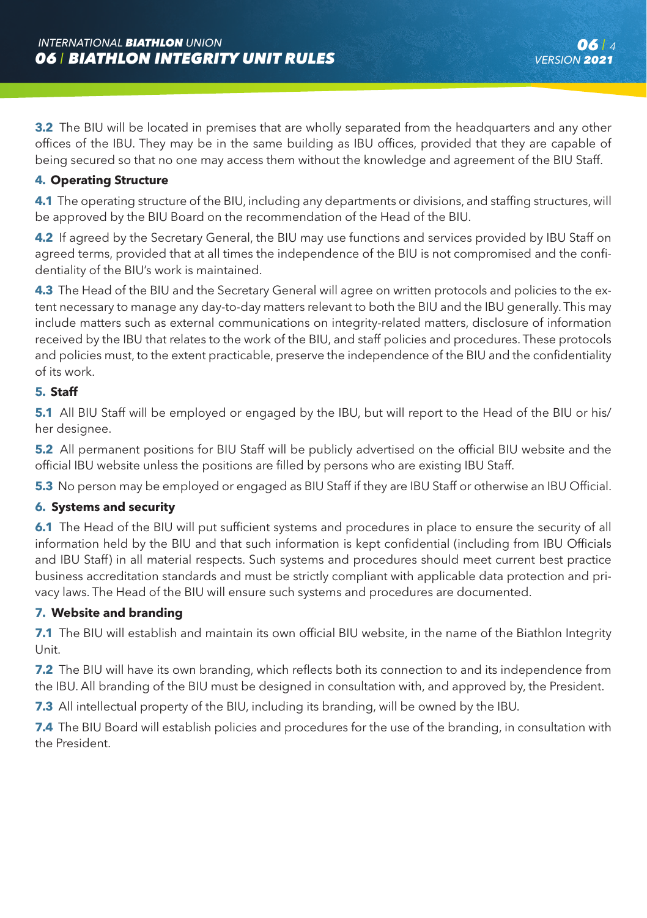**3.2** The BIU will be located in premises that are wholly separated from the headquarters and any other offices of the IBU. They may be in the same building as IBU offices, provided that they are capable of being secured so that no one may access them without the knowledge and agreement of the BIU Staff.

## 4. Operating Structure

**4.1** The operating structure of the BIU, including any departments or divisions, and staffing structures, will be approved by the BIU Board on the recommendation of the Head of the BIU.

**4.2** If agreed by the Secretary General, the BIU may use functions and services provided by IBU Staff on agreed terms, provided that at all times the independence of the BIU is not compromised and the confidentiality of the BIU's work is maintained.

**4.3** The Head of the BIU and the Secretary General will agree on written protocols and policies to the extent necessary to manage any day-to-day matters relevant to both the BIU and the IBU generally. This may include matters such as external communications on integrity-related matters, disclosure of information received by the IBU that relates to the work of the BIU, and staff policies and procedures. These protocols and policies must, to the extent practicable, preserve the independence of the BIU and the confidentiality of its work.

## 5. Staff

**5.1** All BIU Staff will be employed or engaged by the IBU, but will report to the Head of the BIU or his/her designee.

**5.2** All permanent positions for BIU Staff will be publicly advertised on the official BIU website and the official IBU website unless the positions are filled by persons who are existing IBU Staff.

**5.3** No person may be employed or engaged as BIU Staff if they are IBU Staff or otherwise an IBU Official.

## 6. Systems and security

**6.1** The Head of the BIU will put sufficient systems and procedures in place to ensure the security of all information held by the BIU and that such information is kept confidential (including from IBU Officials and IBU Staff) in all material respects. Such systems and procedures should meet current best practice business accreditation standards and must be strictly compliant with applicable data protection and privacy laws. The Head of the BIU will ensure such systems and procedures are documented.

## 7. Website and branding

**7.1** The BIU will establish and maintain its own official BIU website, in the name of the Biathlon Integrity Unit.

**7.2** The BIU will have its own branding, which reflects both its connection to and its independence from the IBU. All branding of the BIU must be designed in consultation with, and approved by, the President.

**7.3** All intellectual property of the BIU, including its branding, will be owned by the IBU.

**7.4** The BIU Board will establish policies and procedures for the use of the branding, in consultation with the President.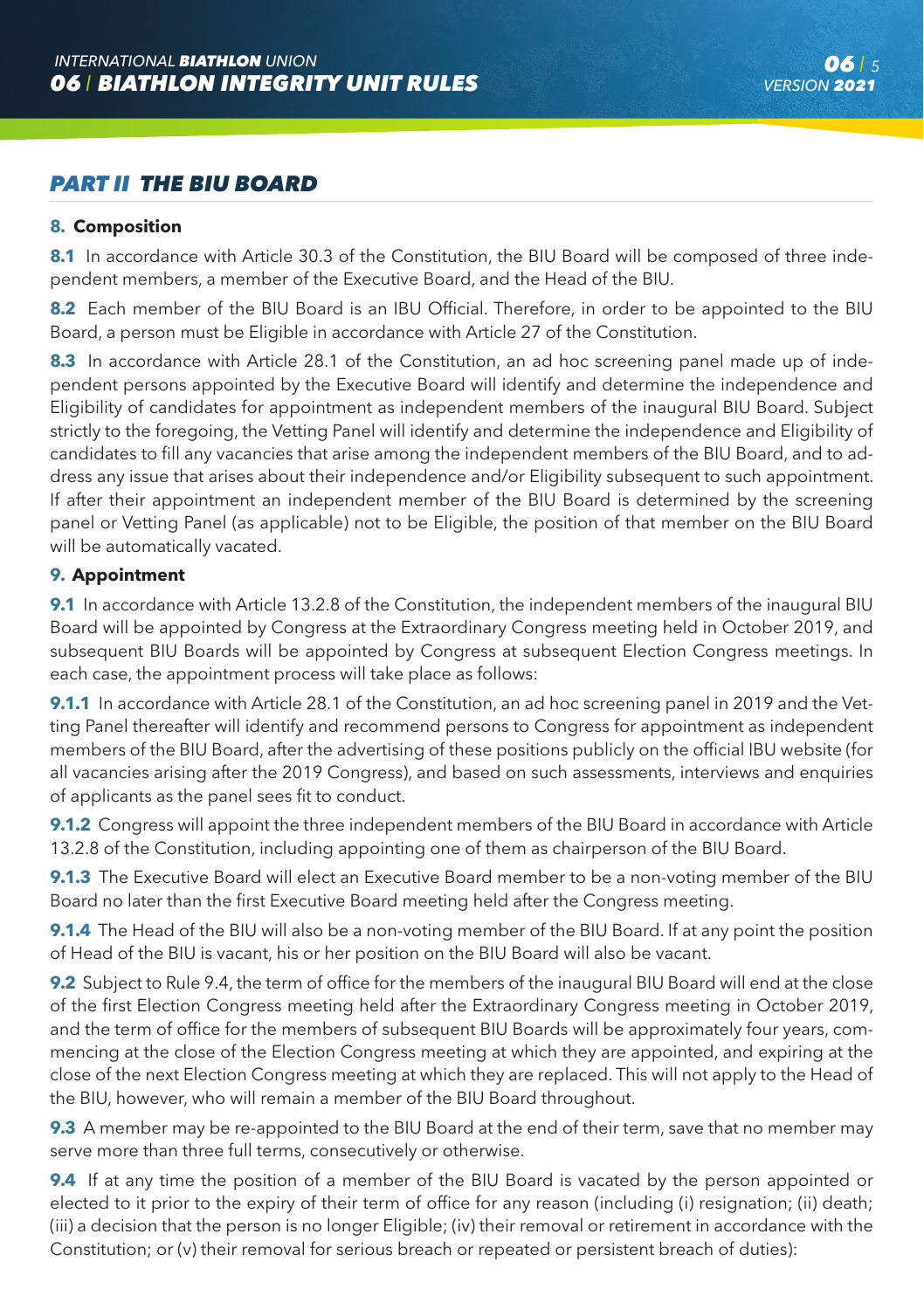## PART II THE BIU BOARD

### 8. Composition

**8.1** In accordance with Article 30.3 of the Constitution, the BIU Board will be composed of three independent members, a member of the Executive Board, and the Head of the BIU.

**8.2** Each member of the BIU Board is an IBU Official. Therefore, in order to be appointed to the BIU Board, a person must be Eligible in accordance with Article 27 of the Constitution.

**8.3** In accordance with Article 28.1 of the Constitution, an ad hoc screening panel made up of independent persons appointed by the Executive Board will identify and determine the independence and Eligibility of candidates for appointment as independent members of the inaugural BIU Board. Subject strictly to the foregoing, the Vetting Panel will identify and determine the independence and Eligibility of candidates to fill any vacancies that arise among the independent members of the BIU Board, and to address any issue that arises about their independence and/or Eligibility subsequent to such appointment. If after their appointment an independent member of the BIU Board is determined by the screening panel or Vetting Panel (as applicable) not to be Eligible, the position of that member on the BIU Board will be automatically vacated.

### 9. Appointment

**9.1** In accordance with Article 13.2.8 of the Constitution, the independent members of the inaugural BIU Board will be appointed by Congress at the Extraordinary Congress meeting held in October 2019, and subsequent BIU Boards will be appointed by Congress at subsequent Election Congress meetings. In each case, the appointment process will take place as follows:

**9.1.1** In accordance with Article 28.1 of the Constitution, an ad hoc screening panel in 2019 and the Vetting Panel thereafter will identify and recommend persons to Congress for appointment as independent members of the BIU Board, after the advertising of these positions publicly on the official IBU website (for all vacancies arising after the 2019 Congress), and based on such assessments, interviews and enquiries of applicants as the panel sees fit to conduct.

**9.1.2** Congress will appoint the three independent members of the BIU Board in accordance with Article 13.2.8 of the Constitution, including appointing one of them as chairperson of the BIU Board.

**9.1.3** The Executive Board will elect an Executive Board member to be a non-voting member of the BIU Board no later than the first Executive Board meeting held after the Congress meeting.

**9.1.4** The Head of the BIU will also be a non-voting member of the BIU Board. If at any point the position of Head of the BIU is vacant, his or her position on the BIU Board will also be vacant.

**9.2** Subject to Rule 9.4, the term of office for the members of the inaugural BIU Board will end at the close of the first Election Congress meeting held after the Extraordinary Congress meeting in October 2019, and the term of office for the members of subsequent BIU Boards will be approximately four years, commencing at the close of the Election Congress meeting at which they are appointed, and expiring at the close of the next Election Congress meeting at which they are replaced. This will not apply to the Head of the BIU, however, who will remain a member of the BIU Board throughout.

**9.3** A member may be re-appointed to the BIU Board at the end of their term, save that no member may serve more than three full terms, consecutively or otherwise.

**9.4** If at any time the position of a member of the BIU Board is vacated by the person appointed or elected to it prior to the expiry of their term of office for any reason (including (i) resignation; (ii) death; (iii) a decision that the person is no longer Eligible; (iv) their removal or retirement in accordance with the Constitution; or (v) their removal for serious breach or repeated or persistent breach of duties):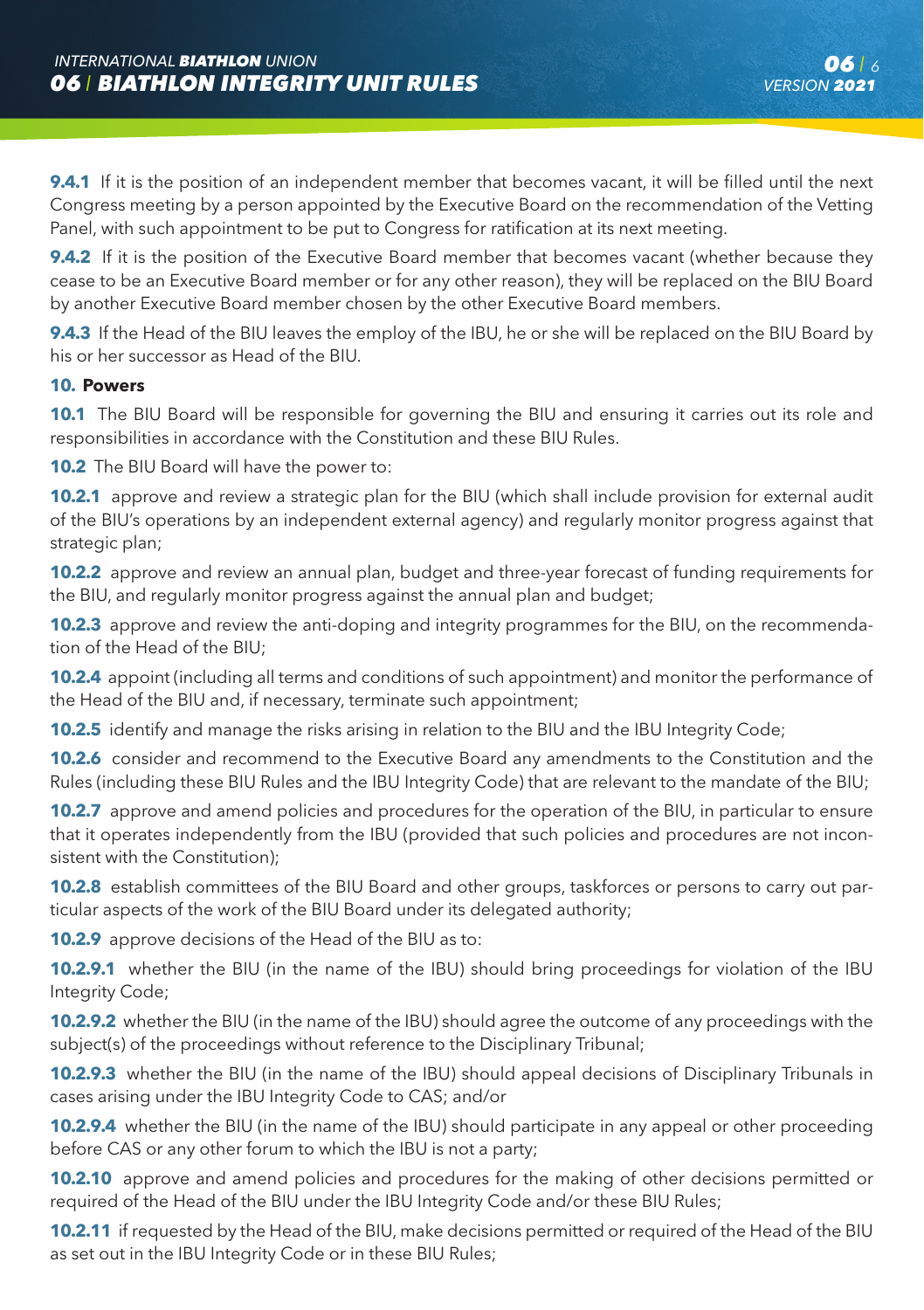**9.4.1** If it is the position of an independent member that becomes vacant, it will be filled until the next Congress meeting by a person appointed by the Executive Board on the recommendation of the Vetting Panel, with such appointment to be put to Congress for ratification at its next meeting.

**9.4.2** If it is the position of the Executive Board member that becomes vacant (whether because they cease to be an Executive Board member or for any other reason), they will be replaced on the BIU Board by another Executive Board member chosen by the other Executive Board members.

**9.4.3** If the Head of the BIU leaves the employ of the IBU, he or she will be replaced on the BIU Board by his or her successor as Head of the BIU.

## 10. Powers

**10.1** The BIU Board will be responsible for governing the BIU and ensuring it carries out its role and responsibilities in accordance with the Constitution and these BIU Rules.

**10.2** The BIU Board will have the power to:

**10.2.1** approve and review a strategic plan for the BIU (which shall include provision for external audit of the BIU's operations by an independent external agency) and regularly monitor progress against that strategic plan;

**10.2.2** approve and review an annual plan, budget and three-year forecast of funding requirements for the BIU, and regularly monitor progress against the annual plan and budget;

**10.2.3** approve and review the anti-doping and integrity programmes for the BIU, on the recommendation of the Head of the BIU;

**10.2.4** appoint (including all terms and conditions of such appointment) and monitor the performance of the Head of the BIU and, if necessary, terminate such appointment;

**10.2.5** identify and manage the risks arising in relation to the BIU and the IBU Integrity Code;

**10.2.6** consider and recommend to the Executive Board any amendments to the Constitution and the Rules (including these BIU Rules and the IBU Integrity Code) that are relevant to the mandate of the BIU;

**10.2.7** approve and amend policies and procedures for the operation of the BIU, in particular to ensure that it operates independently from the IBU (provided that such policies and procedures are not inconsistent with the Constitution);

**10.2.8** establish committees of the BIU Board and other groups, taskforces or persons to carry out particular aspects of the work of the BIU Board under its delegated authority;

**10.2.9** approve decisions of the Head of the BIU as to:

**10.2.9.1** whether the BIU (in the name of the IBU) should bring proceedings for violation of the IBU Integrity Code;

**10.2.9.2** whether the BIU (in the name of the IBU) should agree the outcome of any proceedings with the subject(s) of the proceedings without reference to the Disciplinary Tribunal;

**10.2.9.3** whether the BIU (in the name of the IBU) should appeal decisions of Disciplinary Tribunals in cases arising under the IBU Integrity Code to CAS; and/or

**10.2.9.4** whether the BIU (in the name of the IBU) should participate in any appeal or other proceeding before CAS or any other forum to which the IBU is not a party;

**10.2.10** approve and amend policies and procedures for the making of other decisions permitted or required of the Head of the BIU under the IBU Integrity Code and/or these BIU Rules;

**10.2.11** if requested by the Head of the BIU, make decisions permitted or required of the Head of the BIU as set out in the IBU Integrity Code or in these BIU Rules;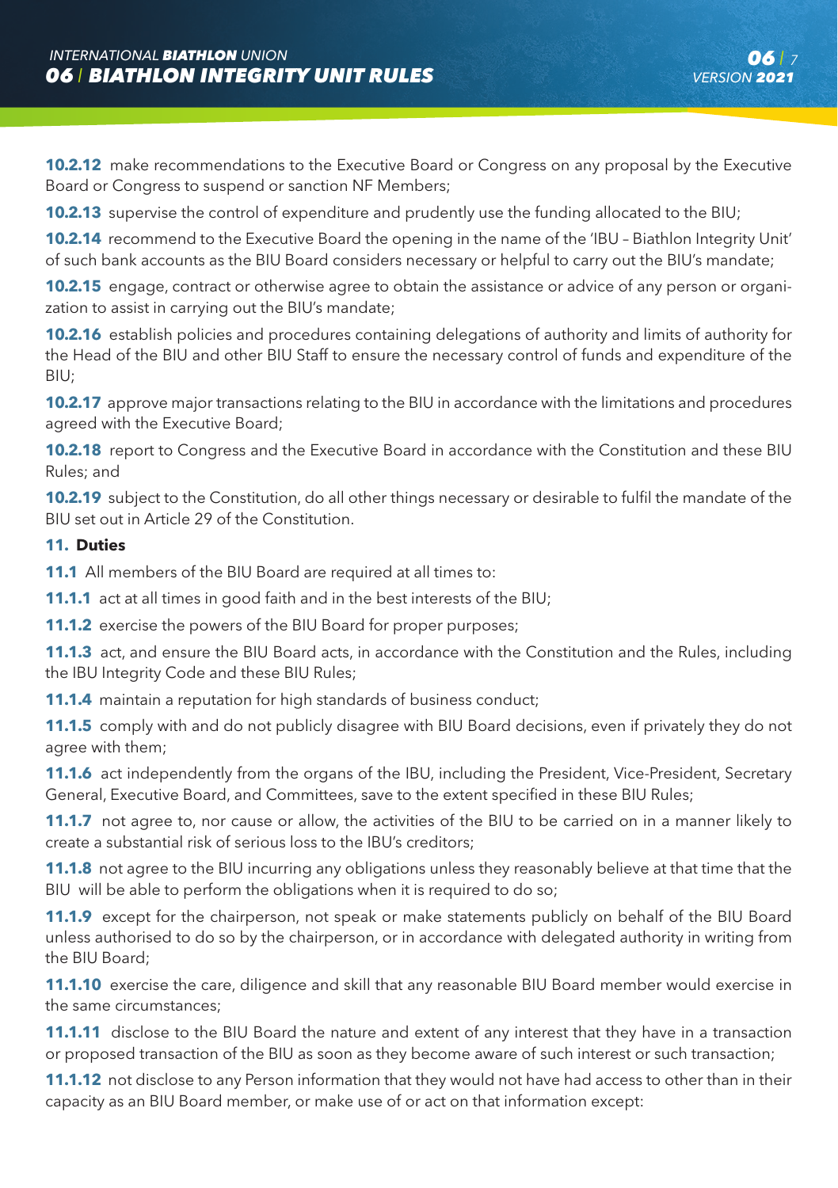**10.2.12** make recommendations to the Executive Board or Congress on any proposal by the Executive Board or Congress to suspend or sanction NF Members;

**10.2.13** supervise the control of expenditure and prudently use the funding allocated to the BIU;

**10.2.14** recommend to the Executive Board the opening in the name of the 'IBU – Biathlon Integrity Unit' of such bank accounts as the BIU Board considers necessary or helpful to carry out the BIU's mandate;

**10.2.15** engage, contract or otherwise agree to obtain the assistance or advice of any person or organization to assist in carrying out the BIU's mandate;

**10.2.16** establish policies and procedures containing delegations of authority and limits of authority for the Head of the BIU and other BIU Staff to ensure the necessary control of funds and expenditure of the BIU;

**10.2.17** approve major transactions relating to the BIU in accordance with the limitations and procedures agreed with the Executive Board;

**10.2.18** report to Congress and the Executive Board in accordance with the Constitution and these BIU Rules; and

**10.2.19** subject to the Constitution, do all other things necessary or desirable to fulfil the mandate of the BIU set out in Article 29 of the Constitution.

## 11. Duties

**11.1** All members of the BIU Board are required at all times to:

**11.1.1** act at all times in good faith and in the best interests of the BIU;

**11.1.2** exercise the powers of the BIU Board for proper purposes;

**11.1.3** act, and ensure the BIU Board acts, in accordance with the Constitution and the Rules, including the IBU Integrity Code and these BIU Rules;

**11.1.4** maintain a reputation for high standards of business conduct;

**11.1.5** comply with and do not publicly disagree with BIU Board decisions, even if privately they do not agree with them;

**11.1.6** act independently from the organs of the IBU, including the President, Vice-President, Secretary General, Executive Board, and Committees, save to the extent specified in these BIU Rules;

**11.1.7** not agree to, nor cause or allow, the activities of the BIU to be carried on in a manner likely to create a substantial risk of serious loss to the IBU's creditors;

**11.1.8** not agree to the BIU incurring any obligations unless they reasonably believe at that time that the BIU will be able to perform the obligations when it is required to do so;

**11.1.9** except for the chairperson, not speak or make statements publicly on behalf of the BIU Board unless authorised to do so by the chairperson, or in accordance with delegated authority in writing from the BIU Board;

**11.1.10** exercise the care, diligence and skill that any reasonable BIU Board member would exercise in the same circumstances;

**11.1.11** disclose to the BIU Board the nature and extent of any interest that they have in a transaction or proposed transaction of the BIU as soon as they become aware of such interest or such transaction;

**11.1.12** not disclose to any Person information that they would not have had access to other than in their capacity as an BIU Board member, or make use of or act on that information except: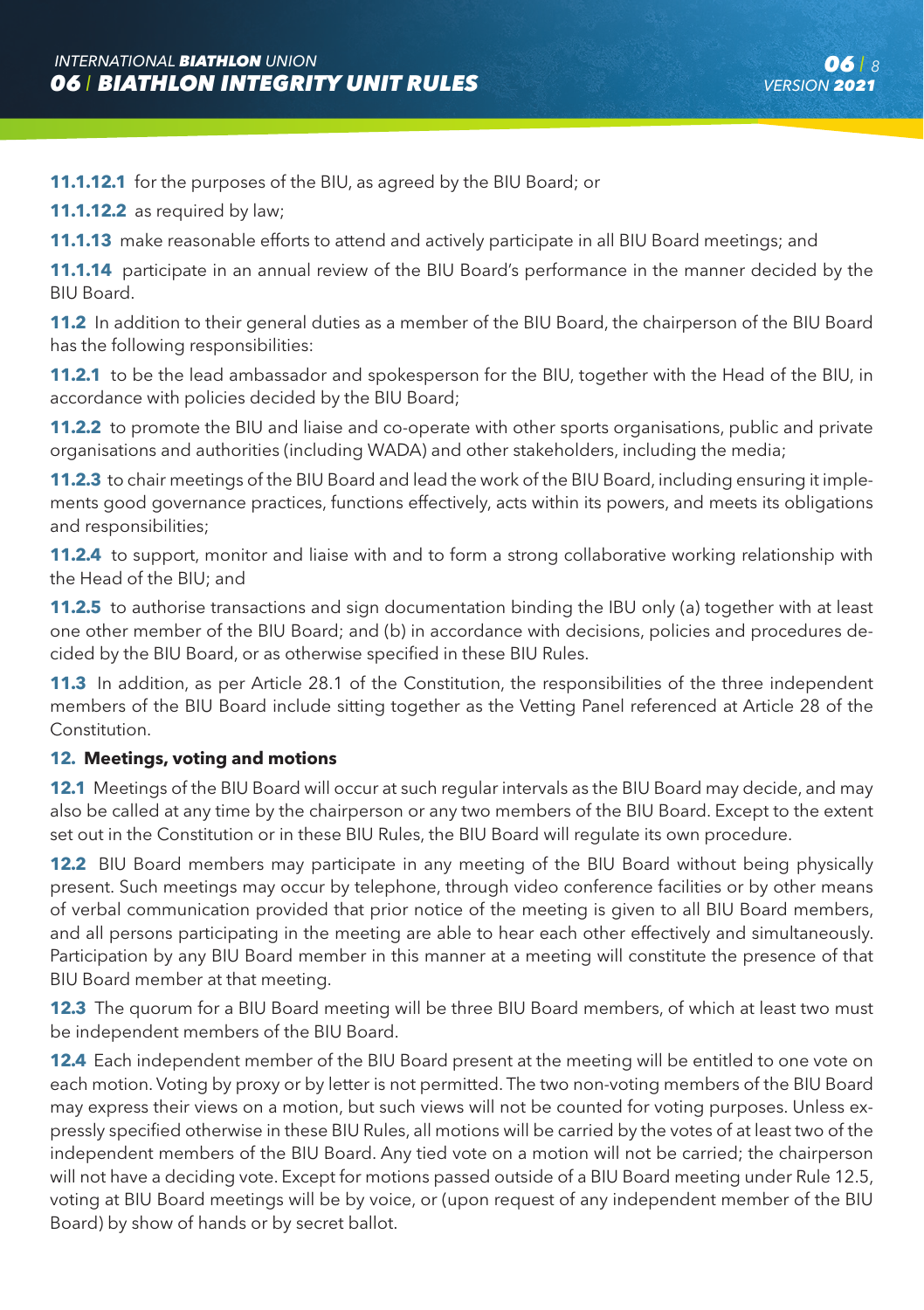**11.1.12.1** for the purposes of the BIU, as agreed by the BIU Board; or

**11.1.12.2** as required by law;

**11.1.13** make reasonable efforts to attend and actively participate in all BIU Board meetings; and

**11.1.14** participate in an annual review of the BIU Board's performance in the manner decided by the BIU Board.

**11.2** In addition to their general duties as a member of the BIU Board, the chairperson of the BIU Board has the following responsibilities:

**11.2.1** to be the lead ambassador and spokesperson for the BIU, together with the Head of the BIU, in accordance with policies decided by the BIU Board;

**11.2.2** to promote the BIU and liaise and co-operate with other sports organisations, public and private organisations and authorities (including WADA) and other stakeholders, including the media;

**11.2.3** to chair meetings of the BIU Board and lead the work of the BIU Board, including ensuring it implements good governance practices, functions effectively, acts within its powers, and meets its obligations and responsibilities;

**11.2.4** to support, monitor and liaise with and to form a strong collaborative working relationship with the Head of the BIU; and

**11.2.5** to authorise transactions and sign documentation binding the IBU only (a) together with at least one other member of the BIU Board; and (b) in accordance with decisions, policies and procedures decided by the BIU Board, or as otherwise specified in these BIU Rules.

**11.3** In addition, as per Article 28.1 of the Constitution, the responsibilities of the three independent members of the BIU Board include sitting together as the Vetting Panel referenced at Article 28 of the Constitution.

## 12. Meetings, voting and motions

**12.1** Meetings of the BIU Board will occur at such regular intervals as the BIU Board may decide, and may also be called at any time by the chairperson or any two members of the BIU Board. Except to the extent set out in the Constitution or in these BIU Rules, the BIU Board will regulate its own procedure.

**12.2** BIU Board members may participate in any meeting of the BIU Board without being physically present. Such meetings may occur by telephone, through video conference facilities or by other means of verbal communication provided that prior notice of the meeting is given to all BIU Board members, and all persons participating in the meeting are able to hear each other effectively and simultaneously. Participation by any BIU Board member in this manner at a meeting will constitute the presence of that BIU Board member at that meeting.

**12.3** The quorum for a BIU Board meeting will be three BIU Board members, of which at least two must be independent members of the BIU Board.

**12.4** Each independent member of the BIU Board present at the meeting will be entitled to one vote on each motion. Voting by proxy or by letter is not permitted. The two non-voting members of the BIU Board may express their views on a motion, but such views will not be counted for voting purposes. Unless expressly specified otherwise in these BIU Rules, all motions will be carried by the votes of at least two of the independent members of the BIU Board. Any tied vote on a motion will not be carried; the chairperson will not have a deciding vote. Except for motions passed outside of a BIU Board meeting under Rule 12.5, voting at BIU Board meetings will be by voice, or (upon request of any independent member of the BIU Board) by show of hands or by secret ballot.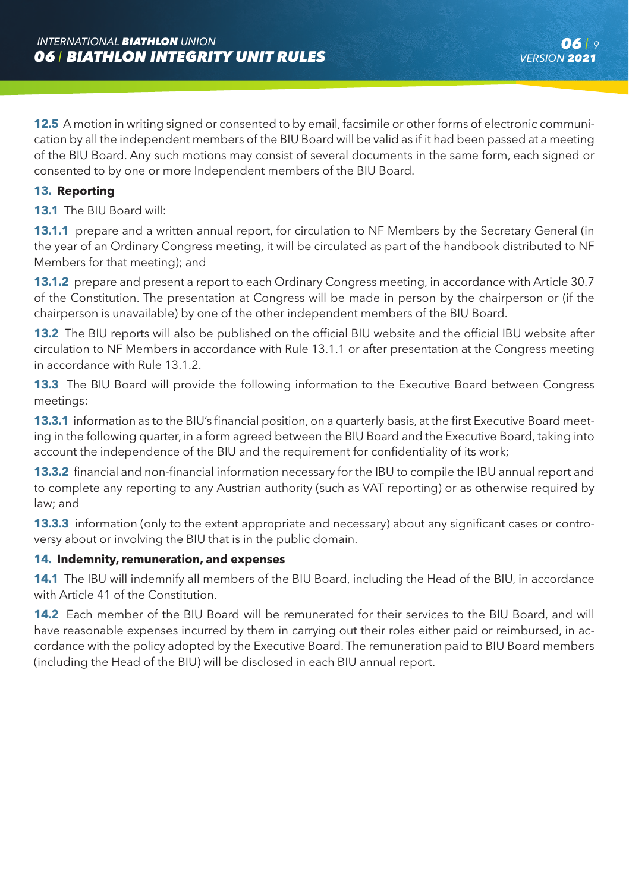**12.5** A motion in writing signed or consented to by email, facsimile or other forms of electronic communication by all the independent members of the BIU Board will be valid as if it had been passed at a meeting of the BIU Board. Any such motions may consist of several documents in the same form, each signed or consented to by one or more Independent members of the BIU Board.

## 13. Reporting

**13.1** The BIU Board will:

**13.1.1** prepare and a written annual report, for circulation to NF Members by the Secretary General (in the year of an Ordinary Congress meeting, it will be circulated as part of the handbook distributed to NF Members for that meeting); and

**13.1.2** prepare and present a report to each Ordinary Congress meeting, in accordance with Article 30.7 of the Constitution. The presentation at Congress will be made in person by the chairperson or (if the chairperson is unavailable) by one of the other independent members of the BIU Board.

**13.2** The BIU reports will also be published on the official BIU website and the official IBU website after circulation to NF Members in accordance with Rule 13.1.1 or after presentation at the Congress meeting in accordance with Rule 13.1.2.

**13.3** The BIU Board will provide the following information to the Executive Board between Congress meetings:

**13.3.1** information as to the BIU's financial position, on a quarterly basis, at the first Executive Board meeting in the following quarter, in a form agreed between the BIU Board and the Executive Board, taking into account the independence of the BIU and the requirement for confidentiality of its work;

**13.3.2** financial and non-financial information necessary for the IBU to compile the IBU annual report and to complete any reporting to any Austrian authority (such as VAT reporting) or as otherwise required by law; and

**13.3.3** information (only to the extent appropriate and necessary) about any significant cases or controversy about or involving the BIU that is in the public domain.

## 14. Indemnity, remuneration, and expenses

**14.1** The IBU will indemnify all members of the BIU Board, including the Head of the BIU, in accordance with Article 41 of the Constitution.

**14.2** Each member of the BIU Board will be remunerated for their services to the BIU Board, and will have reasonable expenses incurred by them in carrying out their roles either paid or reimbursed, in accordance with the policy adopted by the Executive Board. The remuneration paid to BIU Board members (including the Head of the BIU) will be disclosed in each BIU annual report.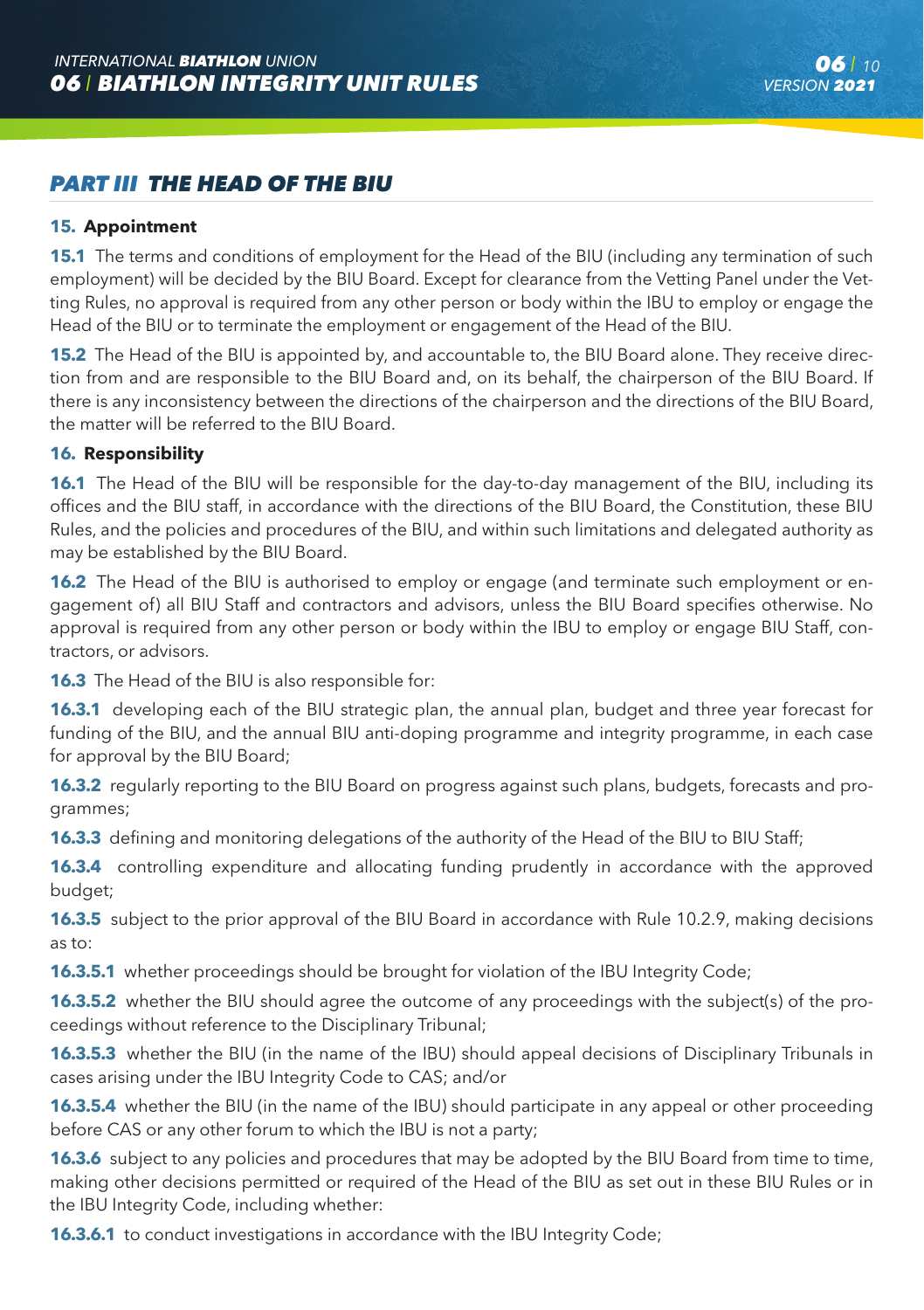## PART III THE HEAD OF THE BIU

### 15. Appointment

**15.1** The terms and conditions of employment for the Head of the BIU (including any termination of such employment) will be decided by the BIU Board. Except for clearance from the Vetting Panel under the Vetting Rules, no approval is required from any other person or body within the IBU to employ or engage the Head of the BIU or to terminate the employment or engagement of the Head of the BIU.

**15.2** The Head of the BIU is appointed by, and accountable to, the BIU Board alone. They receive direction from and are responsible to the BIU Board and, on its behalf, the chairperson of the BIU Board. If there is any inconsistency between the directions of the chairperson and the directions of the BIU Board, the matter will be referred to the BIU Board.

### 16. Responsibility

**16.1** The Head of the BIU will be responsible for the day-to-day management of the BIU, including its offices and the BIU staff, in accordance with the directions of the BIU Board, the Constitution, these BIU Rules, and the policies and procedures of the BIU, and within such limitations and delegated authority as may be established by the BIU Board.

**16.2** The Head of the BIU is authorised to employ or engage (and terminate such employment or engagement of) all BIU Staff and contractors and advisors, unless the BIU Board specifies otherwise. No approval is required from any other person or body within the IBU to employ or engage BIU Staff, contractors, or advisors.

**16.3** The Head of the BIU is also responsible for:

**16.3.1** developing each of the BIU strategic plan, the annual plan, budget and three year forecast for funding of the BIU, and the annual BIU anti-doping programme and integrity programme, in each case for approval by the BIU Board;

**16.3.2** regularly reporting to the BIU Board on progress against such plans, budgets, forecasts and programmes;

**16.3.3** defining and monitoring delegations of the authority of the Head of the BIU to BIU Staff;

**16.3.4** controlling expenditure and allocating funding prudently in accordance with the approved budget;

**16.3.5** subject to the prior approval of the BIU Board in accordance with Rule 10.2.9, making decisions as to:

**16.3.5.1** whether proceedings should be brought for violation of the IBU Integrity Code;

**16.3.5.2** whether the BIU should agree the outcome of any proceedings with the subject(s) of the proceedings without reference to the Disciplinary Tribunal;

**16.3.5.3** whether the BIU (in the name of the IBU) should appeal decisions of Disciplinary Tribunals in cases arising under the IBU Integrity Code to CAS; and/or

**16.3.5.4** whether the BIU (in the name of the IBU) should participate in any appeal or other proceeding before CAS or any other forum to which the IBU is not a party;

**16.3.6** subject to any policies and procedures that may be adopted by the BIU Board from time to time, making other decisions permitted or required of the Head of the BIU as set out in these BIU Rules or in the IBU Integrity Code, including whether:

**16.3.6.1** to conduct investigations in accordance with the IBU Integrity Code;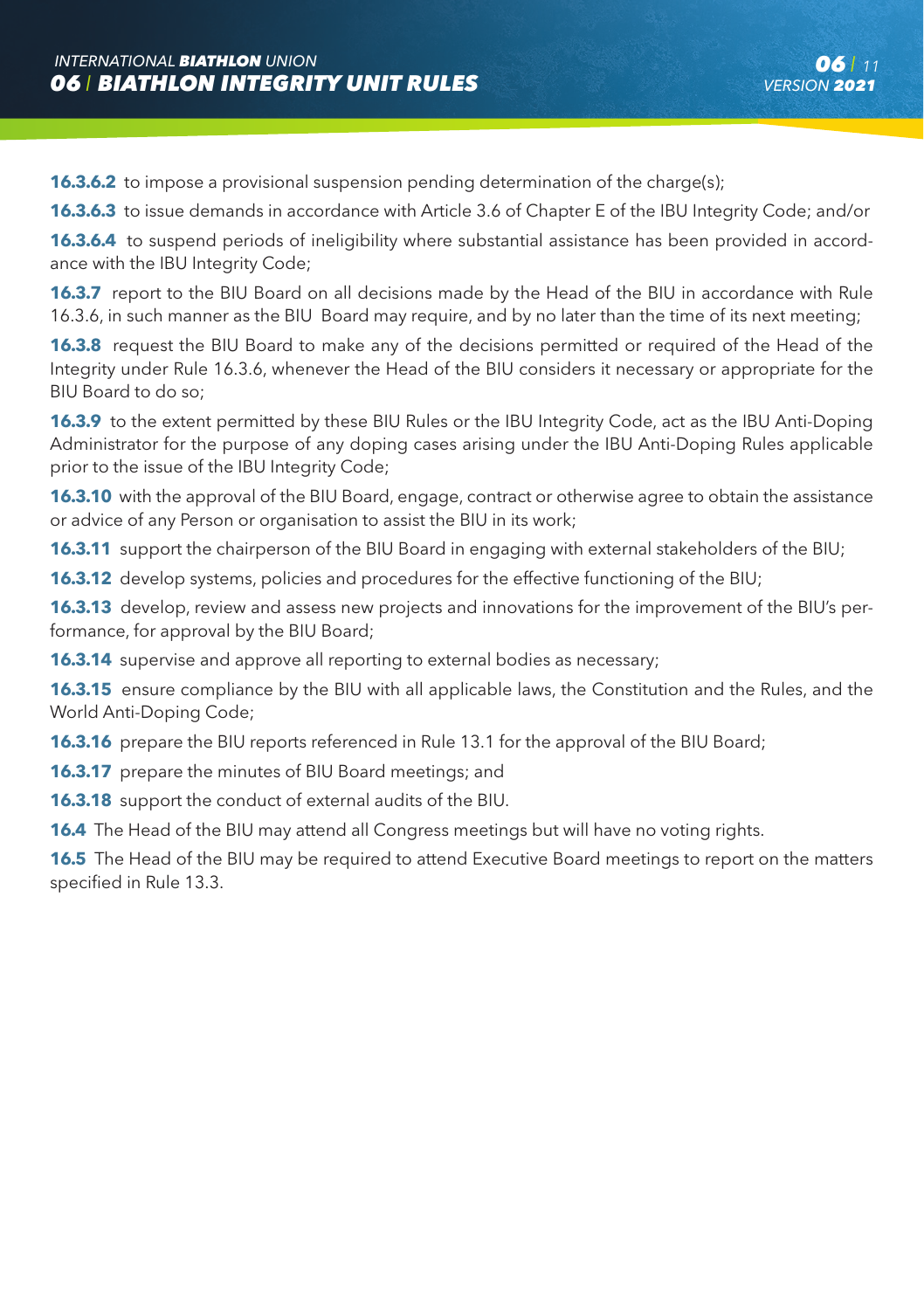**16.3.6.2** to impose a provisional suspension pending determination of the charge(s);

**16.3.6.3** to issue demands in accordance with Article 3.6 of Chapter E of the IBU Integrity Code; and/or

**16.3.6.4** to suspend periods of ineligibility where substantial assistance has been provided in accordance with the IBU Integrity Code;

**16.3.7** report to the BIU Board on all decisions made by the Head of the BIU in accordance with Rule 16.3.6, in such manner as the BIU Board may require, and by no later than the time of its next meeting;

**16.3.8** request the BIU Board to make any of the decisions permitted or required of the Head of the Integrity under Rule 16.3.6, whenever the Head of the BIU considers it necessary or appropriate for the BIU Board to do so;

**16.3.9** to the extent permitted by these BIU Rules or the IBU Integrity Code, act as the IBU Anti-Doping Administrator for the purpose of any doping cases arising under the IBU Anti-Doping Rules applicable prior to the issue of the IBU Integrity Code;

**16.3.10** with the approval of the BIU Board, engage, contract or otherwise agree to obtain the assistance or advice of any Person or organisation to assist the BIU in its work;

**16.3.11** support the chairperson of the BIU Board in engaging with external stakeholders of the BIU;

**16.3.12** develop systems, policies and procedures for the effective functioning of the BIU;

**16.3.13** develop, review and assess new projects and innovations for the improvement of the BIU's performance, for approval by the BIU Board;

**16.3.14** supervise and approve all reporting to external bodies as necessary;

**16.3.15** ensure compliance by the BIU with all applicable laws, the Constitution and the Rules, and the World Anti-Doping Code;

**16.3.16** prepare the BIU reports referenced in Rule 13.1 for the approval of the BIU Board;

**16.3.17** prepare the minutes of BIU Board meetings; and

**16.3.18** support the conduct of external audits of the BIU.

**16.4** The Head of the BIU may attend all Congress meetings but will have no voting rights.

**16.5** The Head of the BIU may be required to attend Executive Board meetings to report on the matters specified in Rule 13.3.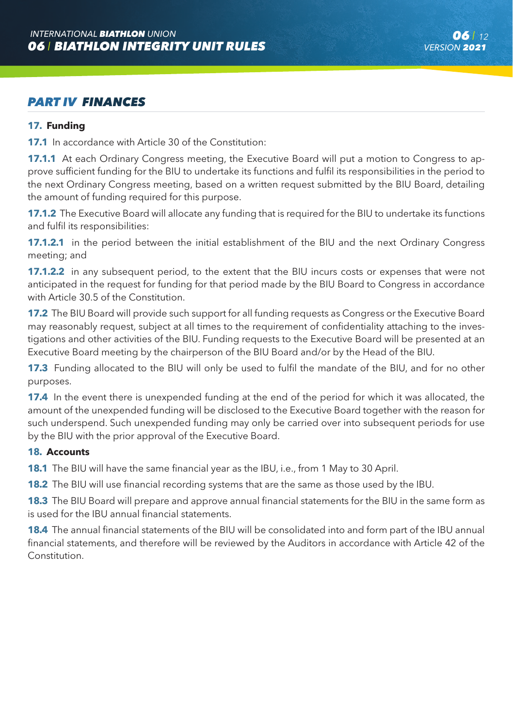## PART IV FINANCES

### 17. Funding

**17.1** In accordance with Article 30 of the Constitution:

**17.1.1** At each Ordinary Congress meeting, the Executive Board will put a motion to Congress to approve sufficient funding for the BIU to undertake its functions and fulfil its responsibilities in the period to the next Ordinary Congress meeting, based on a written request submitted by the BIU Board, detailing the amount of funding required for this purpose.

**17.1.2** The Executive Board will allocate any funding that is required for the BIU to undertake its functions and fulfil its responsibilities:

**17.1.2.1** in the period between the initial establishment of the BIU and the next Ordinary Congress meeting; and

**17.1.2.2** in any subsequent period, to the extent that the BIU incurs costs or expenses that were not anticipated in the request for funding for that period made by the BIU Board to Congress in accordance with Article 30.5 of the Constitution.

**17.2** The BIU Board will provide such support for all funding requests as Congress or the Executive Board may reasonably request, subject at all times to the requirement of confidentiality attaching to the investigations and other activities of the BIU. Funding requests to the Executive Board will be presented at an Executive Board meeting by the chairperson of the BIU Board and/or by the Head of the BIU.

**17.3** Funding allocated to the BIU will only be used to fulfil the mandate of the BIU, and for no other purposes.

**17.4** In the event there is unexpended funding at the end of the period for which it was allocated, the amount of the unexpended funding will be disclosed to the Executive Board together with the reason for such underspend. Such unexpended funding may only be carried over into subsequent periods for use by the BIU with the prior approval of the Executive Board.

### 18. Accounts

**18.1** The BIU will have the same financial year as the IBU, i.e., from 1 May to 30 April.

**18.2** The BIU will use financial recording systems that are the same as those used by the IBU.

**18.3** The BIU Board will prepare and approve annual financial statements for the BIU in the same form as is used for the IBU annual financial statements.

**18.4** The annual financial statements of the BIU will be consolidated into and form part of the IBU annual financial statements, and therefore will be reviewed by the Auditors in accordance with Article 42 of the Constitution.